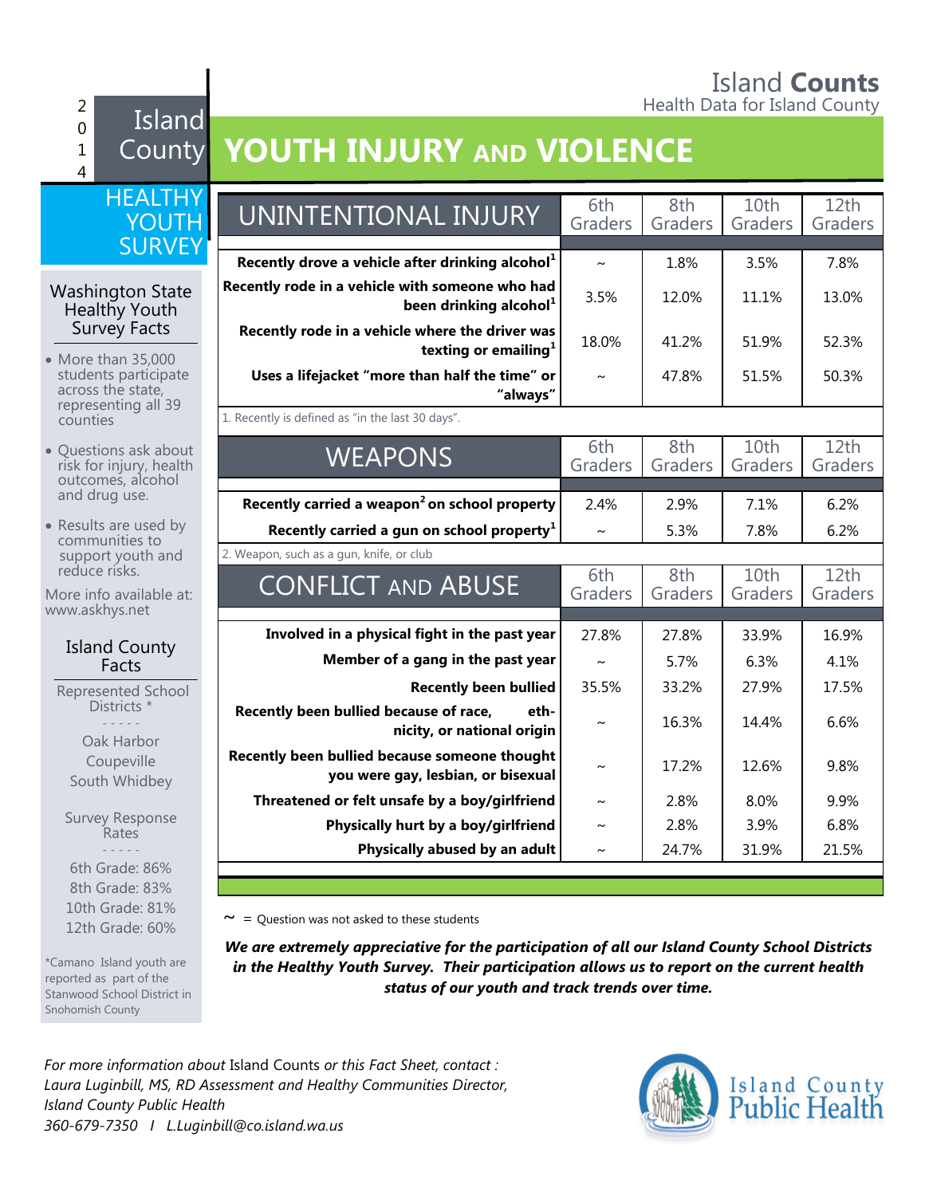Island **Counts**
Health Data for Island County

2014 Island County HEALTHY YOUTH SURVEY

# YOUTH INJURY AND VIOLENCE

## Washington State Healthy Youth Survey Facts

- More than 35,000 students participate across the state, representing all 39 counties
- Questions ask about risk for injury, health outcomes, alcohol and drug use.
- Results are used by communities to support youth and reduce risks.

More info available at: www.askhys.net

## Island County Facts

Represented School Districts *

- - - - -

Oak Harbor
Coupeville
South Whidbey

Survey Response Rates

- - - - -

6th Grade: 86%
8th Grade: 83%
10th Grade: 81%
12th Grade: 60%

*Camano Island youth are reported as part of the Stanwood School District in Snohomish County

| UNINTENTIONAL INJURY | 6th Graders | 8th Graders | 10th Graders | 12th Graders |
|---|---|---|---|---|
| **Recently drove a vehicle after drinking alcohol[1]** | ~ | 1.8% | 3.5% | 7.8% |
| **Recently rode in a vehicle with someone who had been drinking alcohol[1]** | 3.5% | 12.0% | 11.1% | 13.0% |
| **Recently rode in a vehicle where the driver was texting or emailing[1]** | 18.0% | 41.2% | 51.9% | 52.3% |
| **Uses a lifejacket "more than half the time" or "always"** | ~ | 47.8% | 51.5% | 50.3% |

1. Recently is defined as "in the last 30 days".

| WEAPONS | 6th Graders | 8th Graders | 10th Graders | 12th Graders |
|---|---|---|---|---|
| **Recently carried a weapon[2] on school property** | 2.4% | 2.9% | 7.1% | 6.2% |
| **Recently carried a gun on school property[1]** | ~ | 5.3% | 7.8% | 6.2% |

2. Weapon, such as a gun, knife, or club

| CONFLICT AND ABUSE | 6th Graders | 8th Graders | 10th Graders | 12th Graders |
|---|---|---|---|---|
| **Involved in a physical fight in the past year** | 27.8% | 27.8% | 33.9% | 16.9% |
| **Member of a gang in the past year** | ~ | 5.7% | 6.3% | 4.1% |
| **Recently been bullied** | 35.5% | 33.2% | 27.9% | 17.5% |
| **Recently been bullied because of race, ethnicity, or national origin** | ~ | 16.3% | 14.4% | 6.6% |
| **Recently been bullied because someone thought you were gay, lesbian, or bisexual** | ~ | 17.2% | 12.6% | 9.8% |
| **Threatened or felt unsafe by a boy/girlfriend** | ~ | 2.8% | 8.0% | 9.9% |
| **Physically hurt by a boy/girlfriend** | ~ | 2.8% | 3.9% | 6.8% |
| **Physically abused by an adult** | ~ | 24.7% | 31.9% | 21.5% |

~ = Question was not asked to these students

***We are extremely appreciative for the participation of all our Island County School Districts in the Healthy Youth Survey. Their participation allows us to report on the current health status of our youth and track trends over time.***

*For more information about* Island Counts *or this Fact Sheet, contact :*
*Laura Luginbill, MS, RD Assessment and Healthy Communities Director, Island County Public Health*
*360-679-7350 I L.Luginbill@co.island.wa.us*

Island County Public Health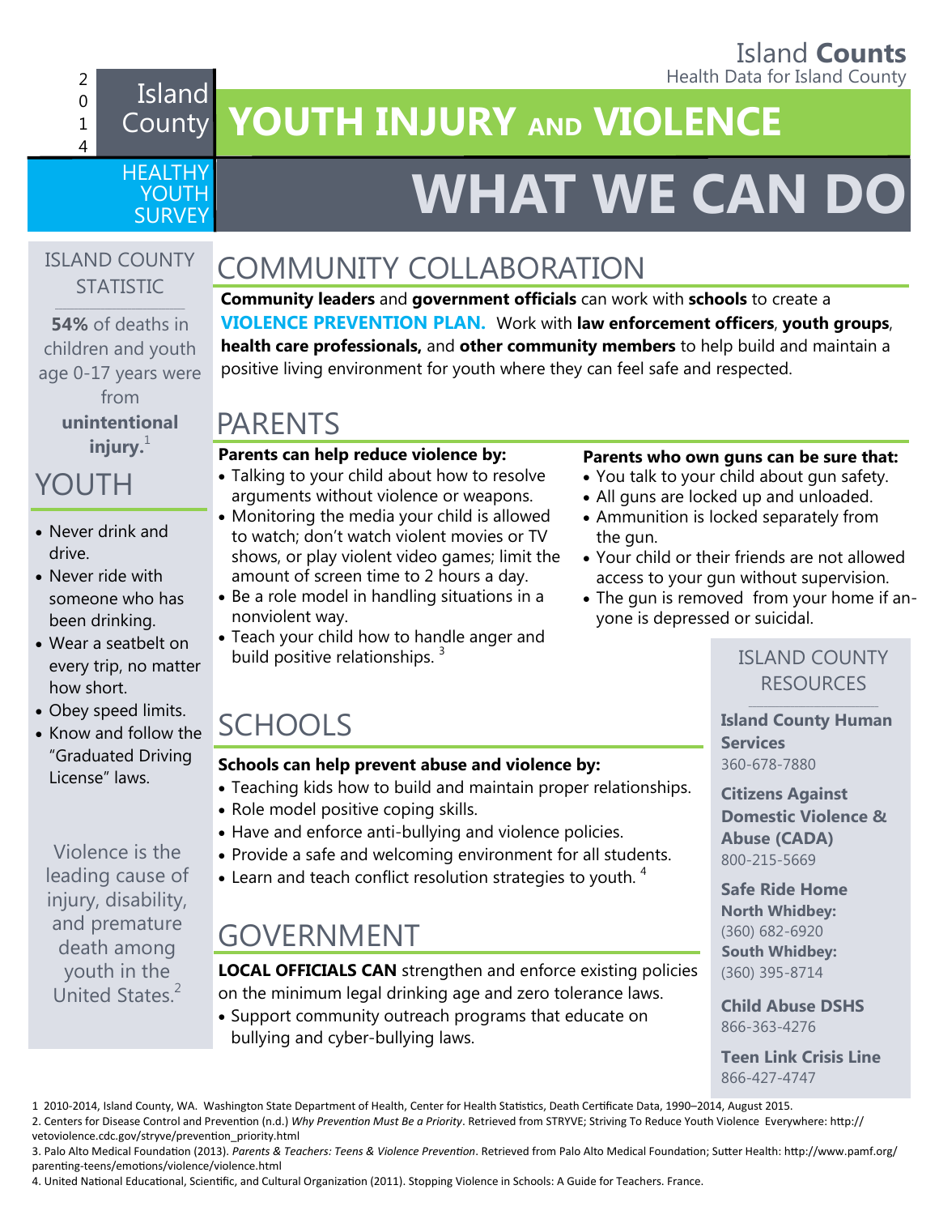Island **Counts**
Health Data for Island County

2014 Island County HEALTHY YOUTH SURVEY

# YOUTH INJURY AND VIOLENCE

# WHAT WE CAN DO

ISLAND COUNTY STATISTIC

**54%** of deaths in children and youth age 0-17 years were from **unintentional injury.**[1]

## YOUTH

- Never drink and drive.
- Never ride with someone who has been drinking.
- Wear a seatbelt on every trip, no matter how short.
- Obey speed limits.
- Know and follow the "Graduated Driving License" laws.

Violence is the leading cause of injury, disability, and premature death among youth in the United States.[2]

## COMMUNITY COLLABORATION

**Community leaders** and **government officials** can work with **schools** to create a **VIOLENCE PREVENTION PLAN.** Work with **law enforcement officers**, **youth groups**, **health care professionals,** and **other community members** to help build and maintain a positive living environment for youth where they can feel safe and respected.

## PARENTS

**Parents can help reduce violence by:**

- Talking to your child about how to resolve arguments without violence or weapons.
- Monitoring the media your child is allowed to watch; don't watch violent movies or TV shows, or play violent video games; limit the amount of screen time to 2 hours a day.
- Be a role model in handling situations in a nonviolent way.
- Teach your child how to handle anger and build positive relationships.[3]

**Parents who own guns can be sure that:**

- You talk to your child about gun safety.
- All guns are locked up and unloaded.
- Ammunition is locked separately from the gun.
- Your child or their friends are not allowed access to your gun without supervision.
- The gun is removed from your home if anyone is depressed or suicidal.

## SCHOOLS

**Schools can help prevent abuse and violence by:**

- Teaching kids how to build and maintain proper relationships.
- Role model positive coping skills.
- Have and enforce anti-bullying and violence policies.
- Provide a safe and welcoming environment for all students.
- Learn and teach conflict resolution strategies to youth.[4]

## GOVERNMENT

**LOCAL OFFICIALS CAN** strengthen and enforce existing policies on the minimum legal drinking age and zero tolerance laws.

- Support community outreach programs that educate on bullying and cyber-bullying laws.

ISLAND COUNTY RESOURCES

**Island County Human Services**
360-678-7880

**Citizens Against Domestic Violence & Abuse (CADA)**
800-215-5669

**Safe Ride Home**
**North Whidbey:** (360) 682-6920
**South Whidbey:** (360) 395-8714

**Child Abuse DSHS**
866-363-4276

**Teen Link Crisis Line**
866-427-4747

1 2010-2014, Island County, WA. Washington State Department of Health, Center for Health Statistics, Death Certificate Data, 1990–2014, August 2015.
2. Centers for Disease Control and Prevention (n.d.) *Why Prevention Must Be a Priority*. Retrieved from STRYVE; Striving To Reduce Youth Violence Everywhere: http://vetoviolence.cdc.gov/stryve/prevention_priority.html
3. Palo Alto Medical Foundation (2013). *Parents & Teachers: Teens & Violence Prevention*. Retrieved from Palo Alto Medical Foundation; Sutter Health: http://www.pamf.org/parenting-teens/emotions/violence/violence.html
4. United National Educational, Scientific, and Cultural Organization (2011). Stopping Violence in Schools: A Guide for Teachers. France.